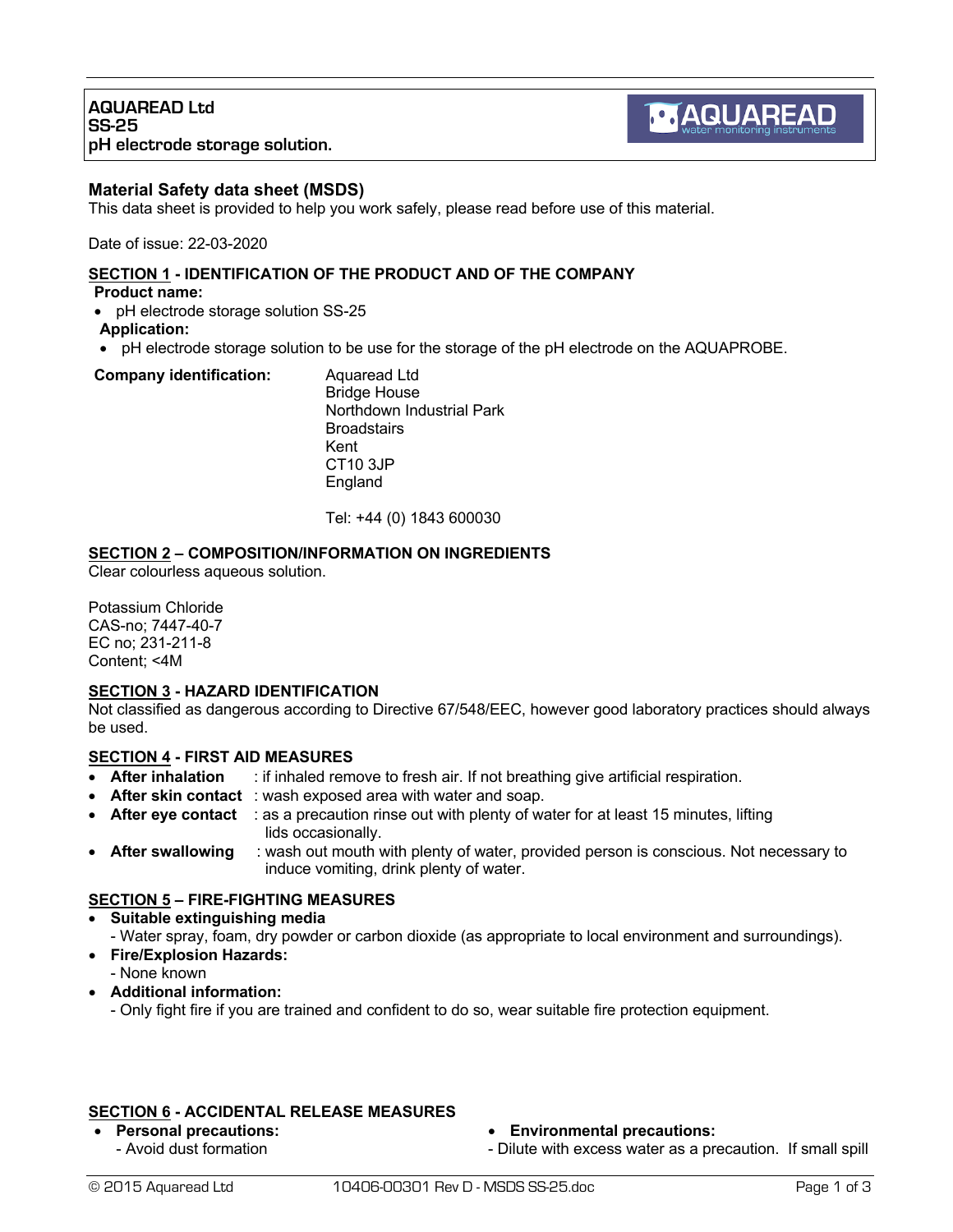**AQUAREAD Ltd**
**SS-25**
**pH electrode storage solution.**

## Material Safety data sheet (MSDS)

This data sheet is provided to help you work safely, please read before use of this material.

Date of issue: 22-03-2020

### SECTION 1 - IDENTIFICATION OF THE PRODUCT AND OF THE COMPANY

**Product name:**

- pH electrode storage solution SS-25

**Application:**

- pH electrode storage solution to be use for the storage of the pH electrode on the AQUAPROBE.

**Company identification:**

Aquaread Ltd
Bridge House
Northdown Industrial Park
Broadstairs
Kent
CT10 3JP
England

Tel: +44 (0) 1843 600030

### SECTION 2 – COMPOSITION/INFORMATION ON INGREDIENTS

Clear colourless aqueous solution.

Potassium Chloride
CAS-no; 7447-40-7
EC no; 231-211-8
Content; <4M

### SECTION 3 - HAZARD IDENTIFICATION

Not classified as dangerous according to Directive 67/548/EEC, however good laboratory practices should always be used.

### SECTION 4 - FIRST AID MEASURES

- **After inhalation** : if inhaled remove to fresh air. If not breathing give artificial respiration.
- **After skin contact** : wash exposed area with water and soap.
- **After eye contact** : as a precaution rinse out with plenty of water for at least 15 minutes, lifting lids occasionally.
- **After swallowing** : wash out mouth with plenty of water, provided person is conscious. Not necessary to induce vomiting, drink plenty of water.

### SECTION 5 – FIRE-FIGHTING MEASURES

- **Suitable extinguishing media**
  - Water spray, foam, dry powder or carbon dioxide (as appropriate to local environment and surroundings).
- **Fire/Explosion Hazards:**
  - None known
- **Additional information:**
  - Only fight fire if you are trained and confident to do so, wear suitable fire protection equipment.

### SECTION 6 - ACCIDENTAL RELEASE MEASURES

- **Personal precautions:**
  - Avoid dust formation
- **Environmental precautions:**
  - Dilute with excess water as a precaution. If small spill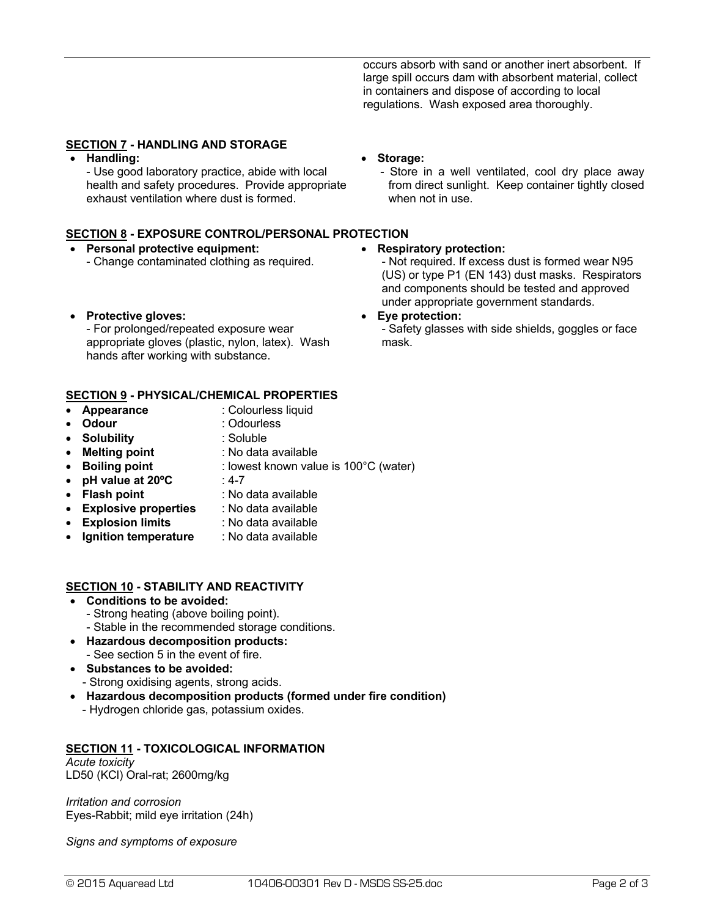occurs absorb with sand or another inert absorbent. If large spill occurs dam with absorbent material, collect in containers and dispose of according to local regulations. Wash exposed area thoroughly.

## SECTION 7 - HANDLING AND STORAGE

- **Handling:**
  - Use good laboratory practice, abide with local health and safety procedures. Provide appropriate exhaust ventilation where dust is formed.
- **Storage:**
  - Store in a well ventilated, cool dry place away from direct sunlight. Keep container tightly closed when not in use.

## SECTION 8 - EXPOSURE CONTROL/PERSONAL PROTECTION

- **Personal protective equipment:**
  - Change contaminated clothing as required.
- **Respiratory protection:**
  - Not required. If excess dust is formed wear N95 (US) or type P1 (EN 143) dust masks. Respirators and components should be tested and approved under appropriate government standards.
- **Protective gloves:**
  - For prolonged/repeated exposure wear appropriate gloves (plastic, nylon, latex). Wash hands after working with substance.
- **Eye protection:**
  - Safety glasses with side shields, goggles or face mask.

## SECTION 9 - PHYSICAL/CHEMICAL PROPERTIES

- **Appearance** : Colourless liquid
- **Odour** : Odourless
- **Solubility** : Soluble
- **Melting point** : No data available
- **Boiling point** : lowest known value is 100°C (water)
- **pH value at 20ºC** : 4-7
- **Flash point** : No data available
- **Explosive properties** : No data available
- **Explosion limits** : No data available
- **Ignition temperature** : No data available

## SECTION 10 - STABILITY AND REACTIVITY

- **Conditions to be avoided:**
  - Strong heating (above boiling point).
  - Stable in the recommended storage conditions.
- **Hazardous decomposition products:**
  - See section 5 in the event of fire.
- **Substances to be avoided:**
  - Strong oxidising agents, strong acids.
- **Hazardous decomposition products (formed under fire condition)**
  - Hydrogen chloride gas, potassium oxides.

## SECTION 11 - TOXICOLOGICAL INFORMATION

*Acute toxicity*
LD50 (KCl) Oral-rat; 2600mg/kg

*Irritation and corrosion*
Eyes-Rabbit; mild eye irritation (24h)

*Signs and symptoms of exposure*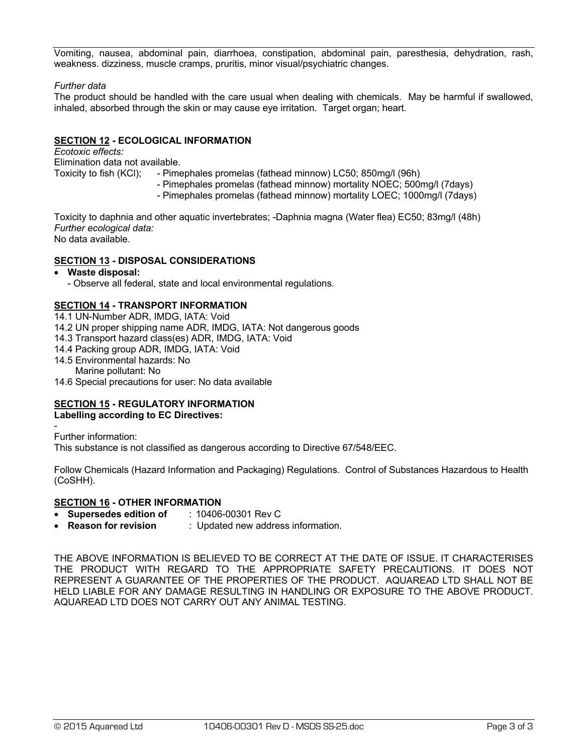Vomiting, nausea, abdominal pain, diarrhoea, constipation, abdominal pain, paresthesia, dehydration, rash, weakness. dizziness, muscle cramps, pruritis, minor visual/psychiatric changes.

*Further data*

The product should be handled with the care usual when dealing with chemicals. May be harmful if swallowed, inhaled, absorbed through the skin or may cause eye irritation. Target organ; heart.

## SECTION 12 - ECOLOGICAL INFORMATION

*Ecotoxic effects:*

Elimination data not available.

Toxicity to fish (KCl);
- Pimephales promelas (fathead minnow) LC50; 850mg/l (96h)
- Pimephales promelas (fathead minnow) mortality NOEC; 500mg/l (7days)
- Pimephales promelas (fathead minnow) mortality LOEC; 1000mg/l (7days)

Toxicity to daphnia and other aquatic invertebrates; -Daphnia magna (Water flea) EC50; 83mg/l (48h)

*Further ecological data:*

No data available.

## SECTION 13 - DISPOSAL CONSIDERATIONS

- **Waste disposal:**
  - Observe all federal, state and local environmental regulations.

## SECTION 14 - TRANSPORT INFORMATION

14.1 UN-Number ADR, IMDG, IATA: Void

14.2 UN proper shipping name ADR, IMDG, IATA: Not dangerous goods

14.3 Transport hazard class(es) ADR, IMDG, IATA: Void

14.4 Packing group ADR, IMDG, IATA: Void

14.5 Environmental hazards: No

Marine pollutant: No

14.6 Special precautions for user: No data available

## SECTION 15 - REGULATORY INFORMATION

**Labelling according to EC Directives:**

-

Further information:

This substance is not classified as dangerous according to Directive 67/548/EEC.

Follow Chemicals (Hazard Information and Packaging) Regulations. Control of Substances Hazardous to Health (CoSHH).

## SECTION 16 - OTHER INFORMATION

- **Supersedes edition of** : 10406-00301 Rev C
- **Reason for revision** : Updated new address information.

THE ABOVE INFORMATION IS BELIEVED TO BE CORRECT AT THE DATE OF ISSUE. IT CHARACTERISES THE PRODUCT WITH REGARD TO THE APPROPRIATE SAFETY PRECAUTIONS. IT DOES NOT REPRESENT A GUARANTEE OF THE PROPERTIES OF THE PRODUCT. AQUAREAD LTD SHALL NOT BE HELD LIABLE FOR ANY DAMAGE RESULTING IN HANDLING OR EXPOSURE TO THE ABOVE PRODUCT. AQUAREAD LTD DOES NOT CARRY OUT ANY ANIMAL TESTING.